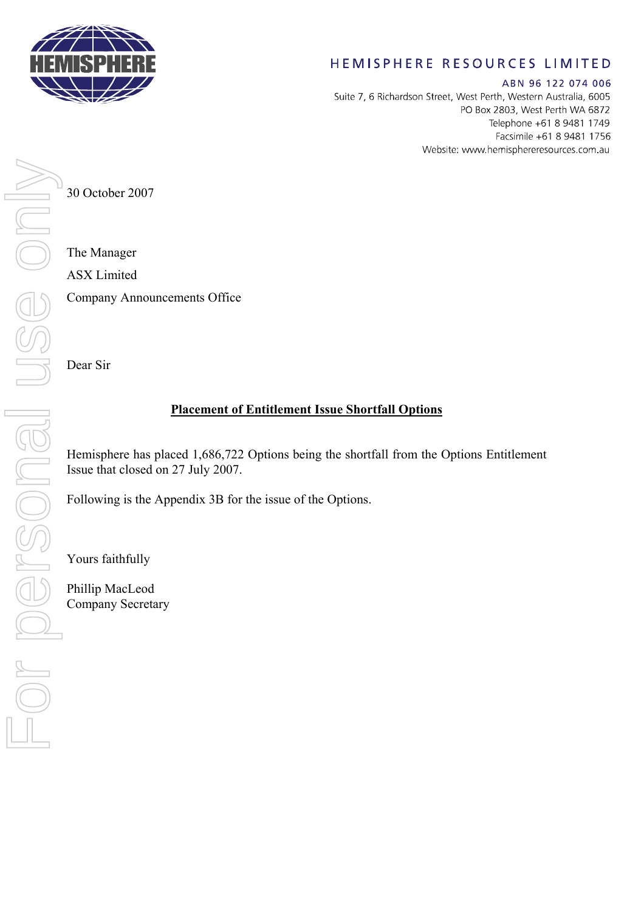HEMISPHERE

HEMISPHERE RESOURCES LIMITED

ABN 96 122 074 006

Suite 7, 6 Richardson Street, West Perth, Western Australia, 6005
PO Box 2803, West Perth WA 6872
Telephone +61 8 9481 1749
Facsimile +61 8 9481 1756
Website: www.hemisphereresources.com.au

30 October 2007

The Manager
ASX Limited
Company Announcements Office

Dear Sir

**Placement of Entitlement Issue Shortfall Options**

Hemisphere has placed 1,686,722 Options being the shortfall from the Options Entitlement Issue that closed on 27 July 2007.

Following is the Appendix 3B for the issue of the Options.

Yours faithfully

Phillip MacLeod
Company Secretary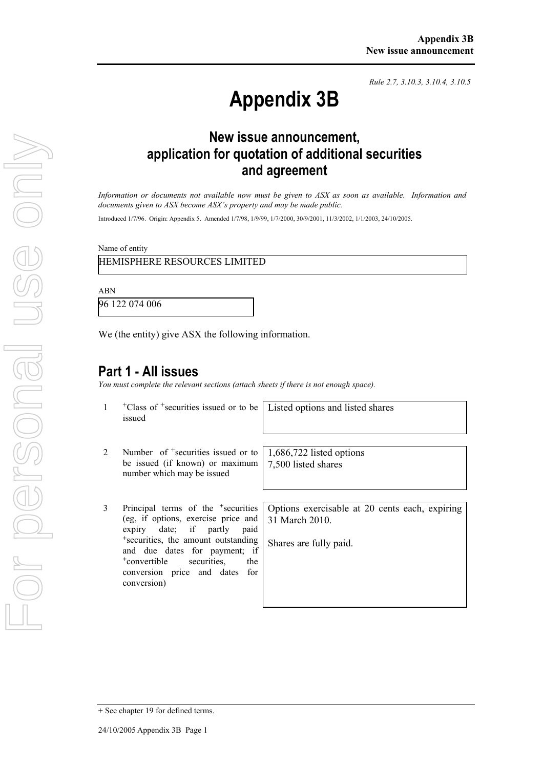Rule 2.7, 3.10.3, 3.10.4, 3.10.5

# Appendix 3B

## New issue announcement, application for quotation of additional securities and agreement

*Information or documents not available now must be given to ASX as soon as available. Information and documents given to ASX become ASX's property and may be made public.*

Introduced 1/7/96. Origin: Appendix 5. Amended 1/7/98, 1/9/99, 1/7/2000, 30/9/2001, 11/3/2002, 1/1/2003, 24/10/2005.

Name of entity

HEMISPHERE RESOURCES LIMITED

ABN

96 122 074 006

We (the entity) give ASX the following information.

## Part 1 - All issues

*You must complete the relevant sections (attach sheets if there is not enough space).*

| | | |
|---|---|---|
| 1 | +Class of +securities issued or to be issued | Listed options and listed shares |
| 2 | Number of +securities issued or to be issued (if known) or maximum number which may be issued | 1,686,722 listed options<br>7,500 listed shares |
| 3 | Principal terms of the +securities (eg, if options, exercise price and expiry date; if partly paid +securities, the amount outstanding and due dates for payment; if +convertible securities, the conversion price and dates for conversion) | Options exercisable at 20 cents each, expiring 31 March 2010.<br><br>Shares are fully paid. |

+ See chapter 19 for defined terms.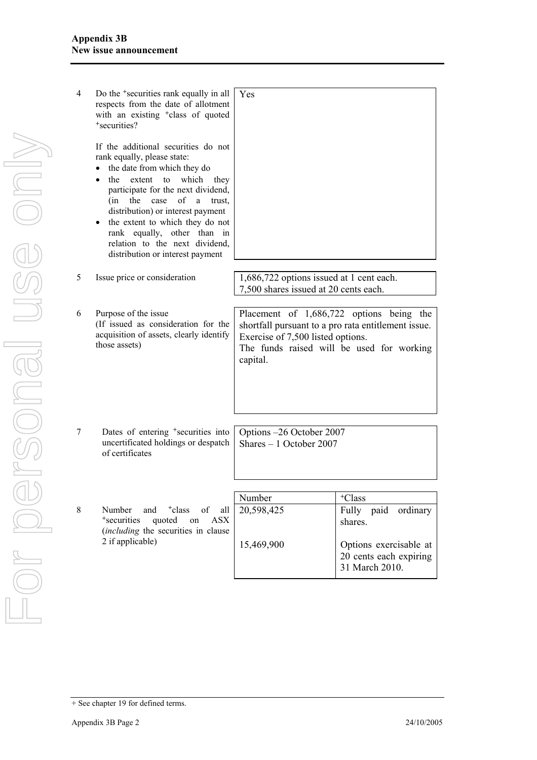| | | |
|---|---|---|
| 4 | Do the +securities rank equally in all respects from the date of allotment with an existing +class of quoted +securities?<br><br>If the additional securities do not rank equally, please state:<br>• the date from which they do<br>• the extent to which they participate for the next dividend, (in the case of a trust, distribution) or interest payment<br>• the extent to which they do not rank equally, other than in relation to the next dividend, distribution or interest payment | Yes |
| 5 | Issue price or consideration | 1,686,722 options issued at 1 cent each.<br>7,500 shares issued at 20 cents each. |
| 6 | Purpose of the issue<br>(If issued as consideration for the acquisition of assets, clearly identify those assets) | Placement of 1,686,722 options being the shortfall pursuant to a pro rata entitlement issue.<br>Exercise of 7,500 listed options.<br>The funds raised will be used for working capital. |
| 7 | Dates of entering +securities into uncertificated holdings or despatch of certificates | Options –26 October 2007<br>Shares – 1 October 2007 |

| | | Number | +Class |
|---|---|---|---|
| 8 | Number and +class of all +securities quoted on ASX (*including* the securities in clause 2 if applicable) | 20,598,425 | Fully paid ordinary shares. |
| | | 15,469,900 | Options exercisable at 20 cents each expiring 31 March 2010. |

+ See chapter 19 for defined terms.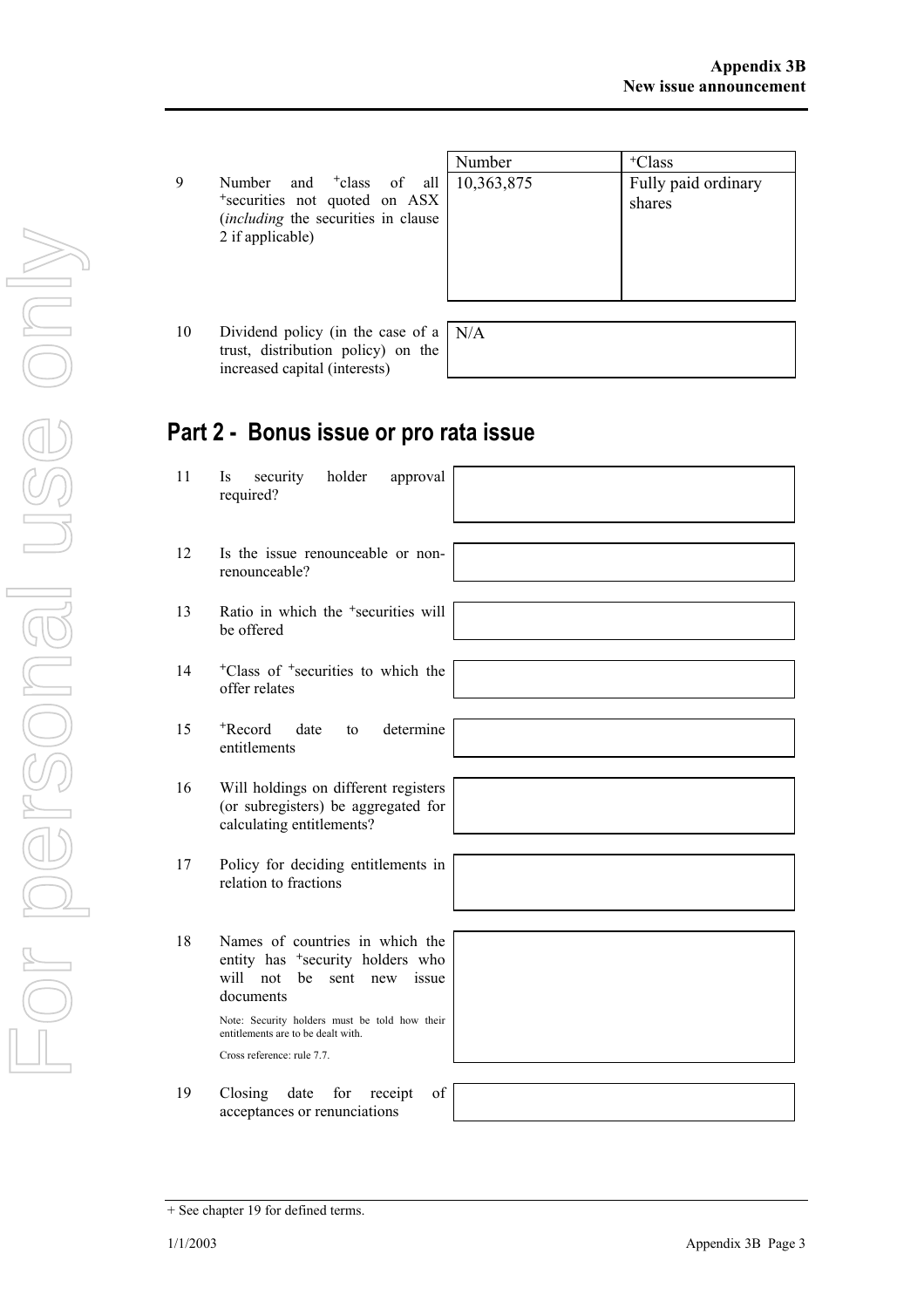| | | Number | +Class |
|---|---|---|---|
| 9 | Number and +class of all +securities not quoted on ASX (*including* the securities in clause 2 if applicable) | 10,363,875 | Fully paid ordinary shares |

| | | |
|---|---|---|
| 10 | Dividend policy (in the case of a trust, distribution policy) on the increased capital (interests) | N/A |

## Part 2 - Bonus issue or pro rata issue

| | | |
|---|---|---|
| 11 | Is security holder approval required? | |
| 12 | Is the issue renounceable or non-renounceable? | |
| 13 | Ratio in which the +securities will be offered | |
| 14 | +Class of +securities to which the offer relates | |
| 15 | +Record date to determine entitlements | |
| 16 | Will holdings on different registers (or subregisters) be aggregated for calculating entitlements? | |
| 17 | Policy for deciding entitlements in relation to fractions | |
| 18 | Names of countries in which the entity has +security holders who will not be sent new issue documents<br><br>Note: Security holders must be told how their entitlements are to be dealt with.<br><br>Cross reference: rule 7.7. | |
| 19 | Closing date for receipt of acceptances or renunciations | |

+ See chapter 19 for defined terms.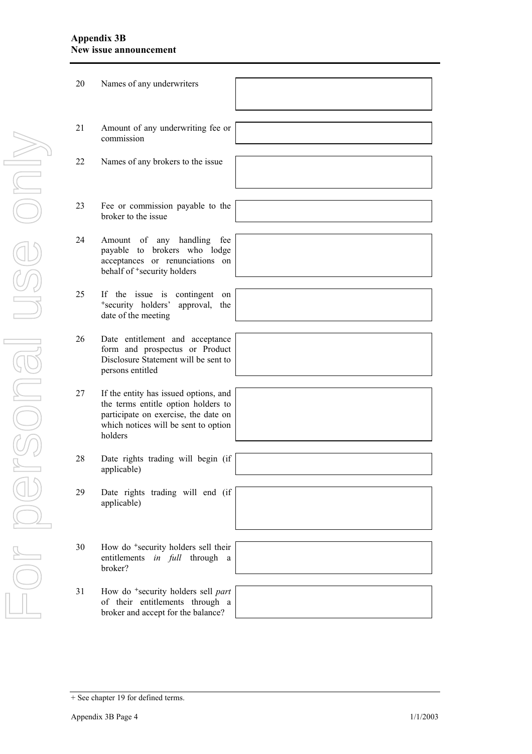| | | |
|---|---|---|
| 20 | Names of any underwriters | |
| 21 | Amount of any underwriting fee or commission | |
| 22 | Names of any brokers to the issue | |
| 23 | Fee or commission payable to the broker to the issue | |
| 24 | Amount of any handling fee payable to brokers who lodge acceptances or renunciations on behalf of +security holders | |
| 25 | If the issue is contingent on +security holders' approval, the date of the meeting | |
| 26 | Date entitlement and acceptance form and prospectus or Product Disclosure Statement will be sent to persons entitled | |
| 27 | If the entity has issued options, and the terms entitle option holders to participate on exercise, the date on which notices will be sent to option holders | |
| 28 | Date rights trading will begin (if applicable) | |
| 29 | Date rights trading will end (if applicable) | |
| 30 | How do +security holders sell their entitlements *in full* through a broker? | |
| 31 | How do +security holders sell *part* of their entitlements through a broker and accept for the balance? | |

+ See chapter 19 for defined terms.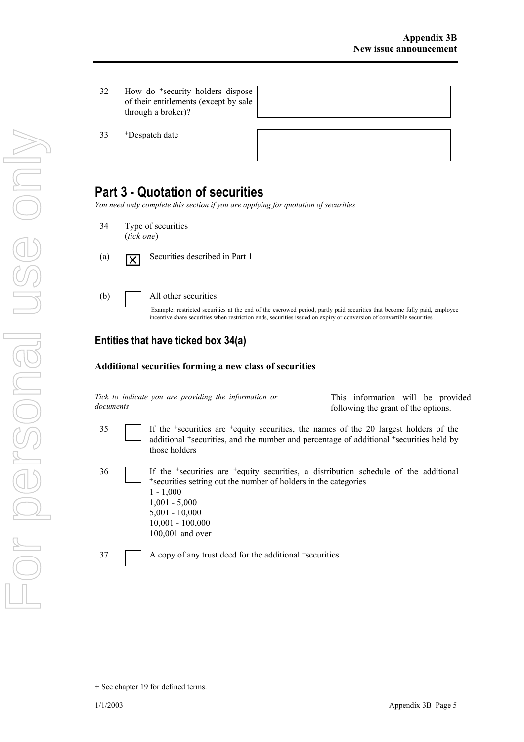| | | |
|---|---|---|
| 32 | How do +security holders dispose of their entitlements (except by sale through a broker)? | |
| 33 | +Despatch date | |

## Part 3 - Quotation of securities

*You need only complete this section if you are applying for quotation of securities*

34 Type of securities
(*tick one*)

(a) ☒ Securities described in Part 1

(b) ☐ All other securities

Example: restricted securities at the end of the escrowed period, partly paid securities that become fully paid, employee incentive share securities when restriction ends, securities issued on expiry or conversion of convertible securities

### Entities that have ticked box 34(a)

**Additional securities forming a new class of securities**

*Tick to indicate you are providing the information or documents*

This information will be provided following the grant of the options.

35 ☐ If the +securities are +equity securities, the names of the 20 largest holders of the additional +securities, and the number and percentage of additional +securities held by those holders

36 ☐ If the +securities are +equity securities, a distribution schedule of the additional +securities setting out the number of holders in the categories
1 - 1,000
1,001 - 5,000
5,001 - 10,000
10,001 - 100,000
100,001 and over

37 ☐ A copy of any trust deed for the additional +securities

+ See chapter 19 for defined terms.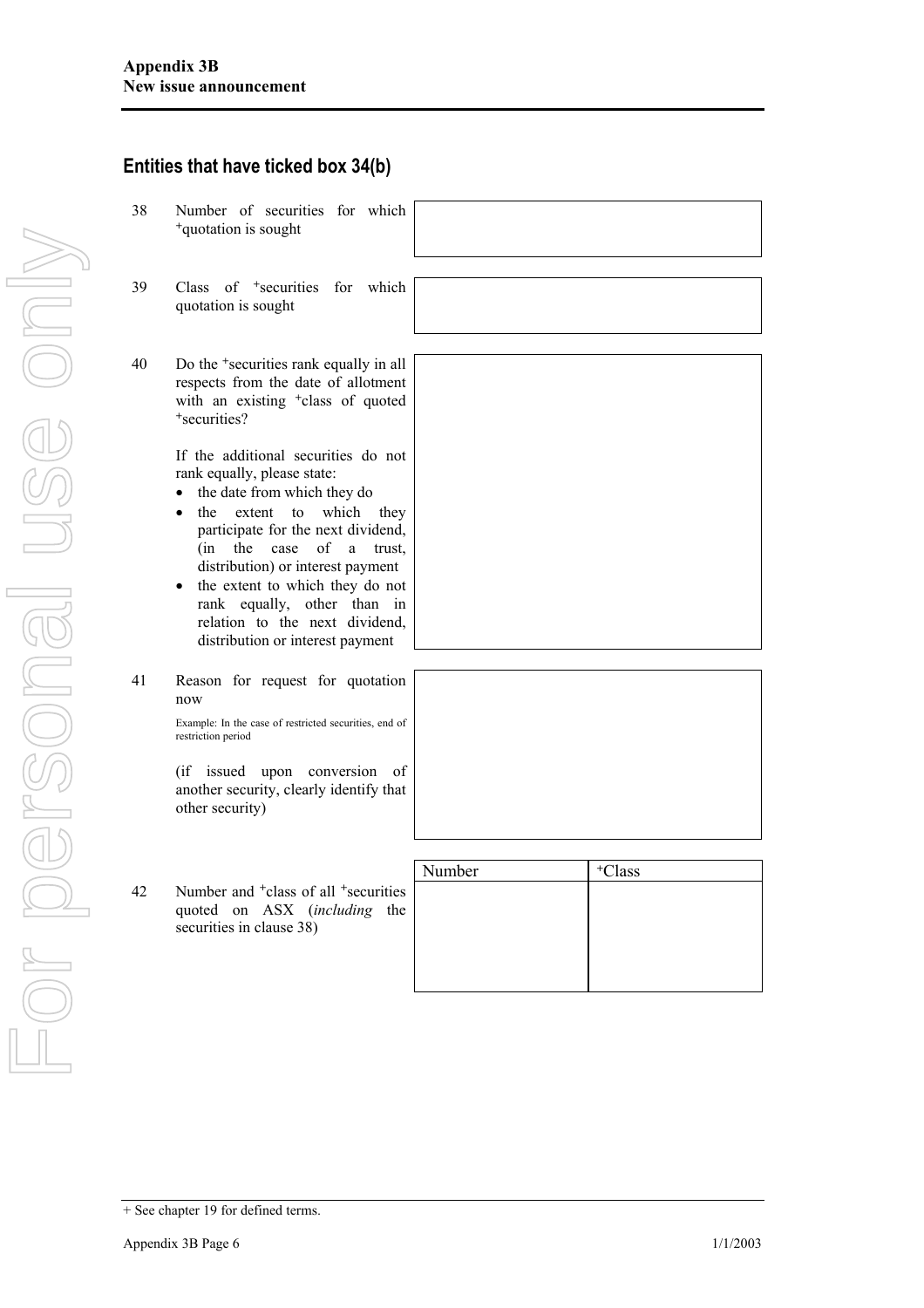## Entities that have ticked box 34(b)

38 Number of securities for which +quotation is sought

39 Class of +securities for which quotation is sought

40 Do the +securities rank equally in all respects from the date of allotment with an existing +class of quoted +securities?

If the additional securities do not rank equally, please state:

- the date from which they do
- the extent to which they participate for the next dividend, (in the case of a trust, distribution) or interest payment
- the extent to which they do not rank equally, other than in relation to the next dividend, distribution or interest payment

41 Reason for request for quotation now

Example: In the case of restricted securities, end of restriction period

(if issued upon conversion of another security, clearly identify that other security)

42 Number and +class of all +securities quoted on ASX (*including* the securities in clause 38)

| Number | +Class |
|---|---|
| | |

+ See chapter 19 for defined terms.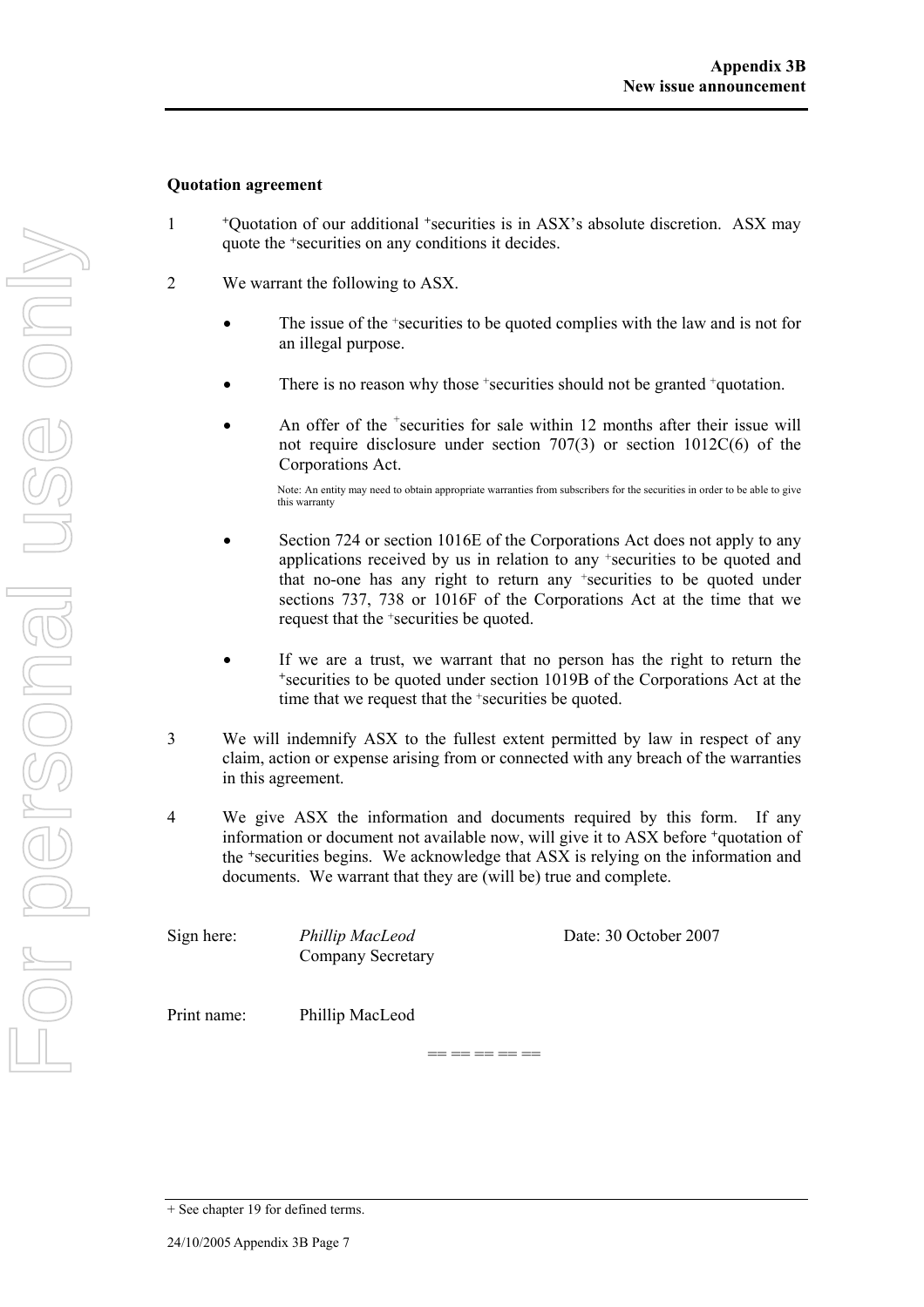## Quotation agreement

1. +Quotation of our additional +securities is in ASX's absolute discretion. ASX may quote the +securities on any conditions it decides.

2. We warrant the following to ASX.

   - The issue of the +securities to be quoted complies with the law and is not for an illegal purpose.

   - There is no reason why those +securities should not be granted +quotation.

   - An offer of the +securities for sale within 12 months after their issue will not require disclosure under section 707(3) or section 1012C(6) of the Corporations Act.

     Note: An entity may need to obtain appropriate warranties from subscribers for the securities in order to be able to give this warranty

   - Section 724 or section 1016E of the Corporations Act does not apply to any applications received by us in relation to any +securities to be quoted and that no-one has any right to return any +securities to be quoted under sections 737, 738 or 1016F of the Corporations Act at the time that we request that the +securities be quoted.

   - If we are a trust, we warrant that no person has the right to return the +securities to be quoted under section 1019B of the Corporations Act at the time that we request that the +securities be quoted.

3. We will indemnify ASX to the fullest extent permitted by law in respect of any claim, action or expense arising from or connected with any breach of the warranties in this agreement.

4. We give ASX the information and documents required by this form. If any information or document not available now, will give it to ASX before +quotation of the +securities begins. We acknowledge that ASX is relying on the information and documents. We warrant that they are (will be) true and complete.

Sign here: *Phillip MacLeod* Date: 30 October 2007
Company Secretary

Print name: Phillip MacLeod

== == == == ==

+ See chapter 19 for defined terms.